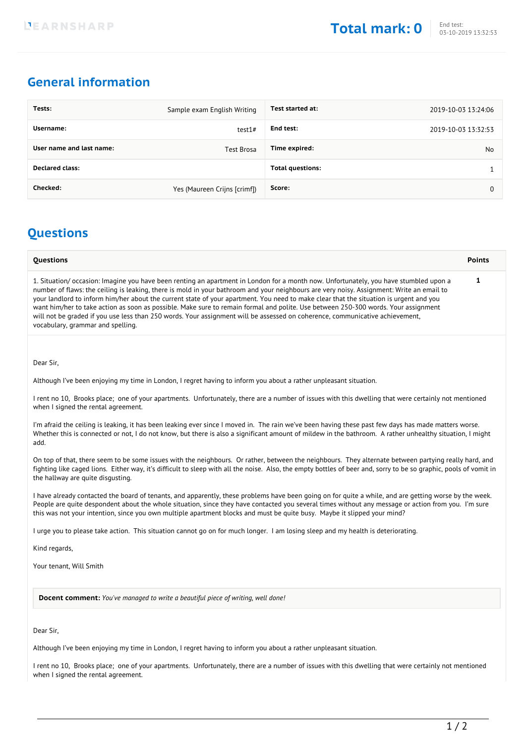LEARNSHARP

**Total mark: 0**

End test:
03-10-2019 13:32:53

## General information

| | | | |
|---|---|---|---|
| **Tests:** | Sample exam English Writing | **Test started at:** | 2019-10-03 13:24:06 |
| **Username:** | test1# | **End test:** | 2019-10-03 13:32:53 |
| **User name and last name:** | Test Brosa | **Time expired:** | No |
| **Declared class:** | | **Total questions:** | 1 |
| **Checked:** | Yes (Maureen Crijns [crimf]) | **Score:** | 0 |

## Questions

| Questions | Points |
|---|---|
| 1. Situation/ occasion: Imagine you have been renting an apartment in London for a month now. Unfortunately, you have stumbled upon a number of flaws: the ceiling is leaking, there is mold in your bathroom and your neighbours are very noisy. Assignment: Write an email to your landlord to inform him/her about the current state of your apartment. You need to make clear that the situation is urgent and you want him/her to take action as soon as possible. Make sure to remain formal and polite. Use between 250-300 words. Your assignment will not be graded if you use less than 250 words. Your assignment will be assessed on coherence, communicative achievement, vocabulary, grammar and spelling. | 1 |

Dear Sir,

Although I've been enjoying my time in London, I regret having to inform you about a rather unpleasant situation.

I rent no 10, Brooks place; one of your apartments. Unfortunately, there are a number of issues with this dwelling that were certainly not mentioned when I signed the rental agreement.

I'm afraid the ceiling is leaking, it has been leaking ever since I moved in. The rain we've been having these past few days has made matters worse. Whether this is connected or not, I do not know, but there is also a significant amount of mildew in the bathroom. A rather unhealthy situation, I might add.

On top of that, there seem to be some issues with the neighbours. Or rather, between the neighbours. They alternate between partying really hard, and fighting like caged lions. Either way, it's difficult to sleep with all the noise. Also, the empty bottles of beer and, sorry to be so graphic, pools of vomit in the hallway are quite disgusting.

I have already contacted the board of tenants, and apparently, these problems have been going on for quite a while, and are getting worse by the week. People are quite despondent about the whole situation, since they have contacted you several times without any message or action from you. I'm sure this was not your intention, since you own multiple apartment blocks and must be quite busy. Maybe it slipped your mind?

I urge you to please take action. This situation cannot go on for much longer. I am losing sleep and my health is deteriorating.

Kind regards,

Your tenant, Will Smith

**Docent comment:** *You've managed to write a beautiful piece of writing, well done!*

Dear Sir,

Although I've been enjoying my time in London, I regret having to inform you about a rather unpleasant situation.

I rent no 10, Brooks place; one of your apartments. Unfortunately, there are a number of issues with this dwelling that were certainly not mentioned when I signed the rental agreement.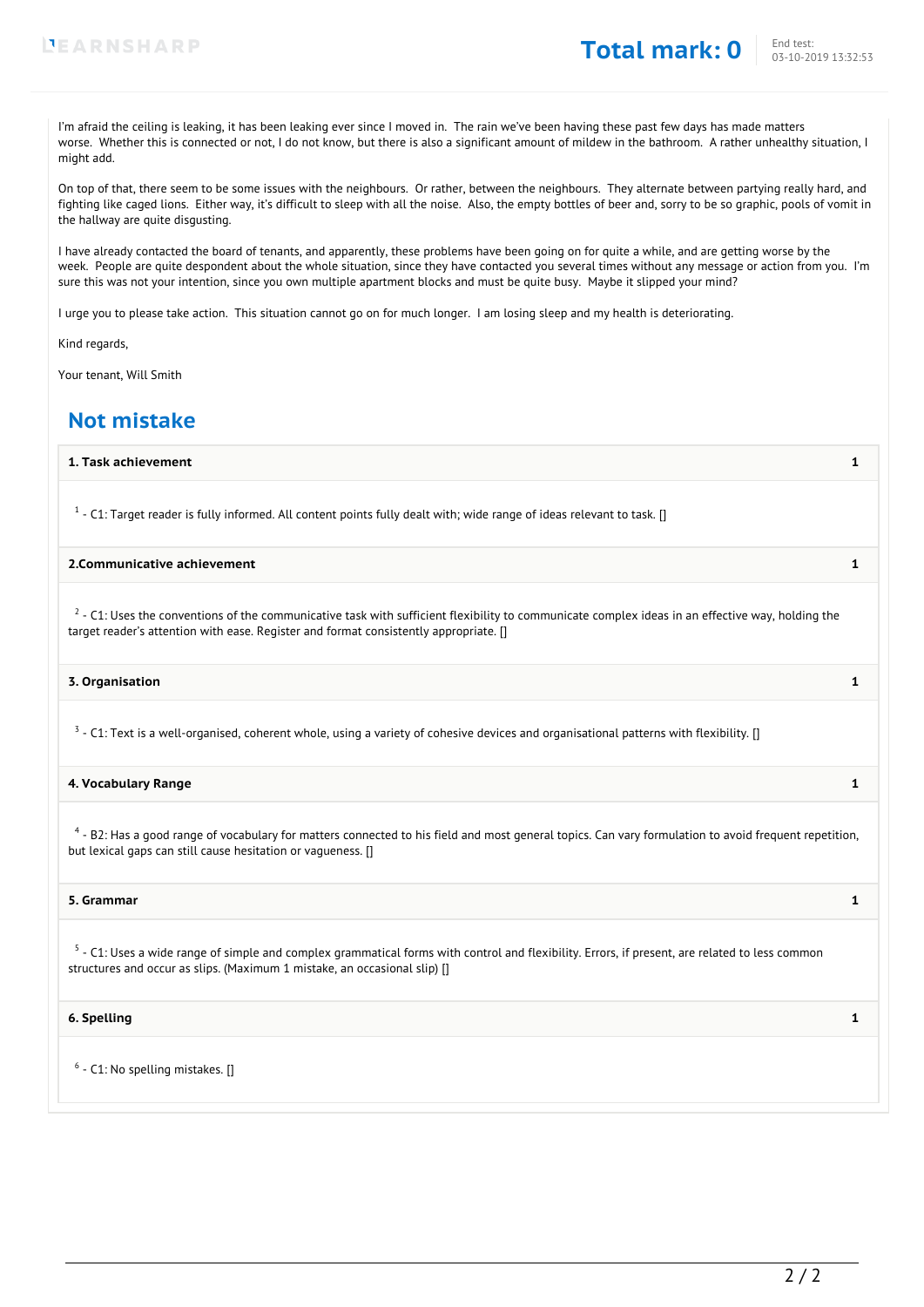**Total mark: 0**

End test: 03-10-2019 13:32:53

I'm afraid the ceiling is leaking, it has been leaking ever since I moved in. The rain we've been having these past few days has made matters worse. Whether this is connected or not, I do not know, but there is also a significant amount of mildew in the bathroom. A rather unhealthy situation, I might add.

On top of that, there seem to be some issues with the neighbours. Or rather, between the neighbours. They alternate between partying really hard, and fighting like caged lions. Either way, it's difficult to sleep with all the noise. Also, the empty bottles of beer and, sorry to be so graphic, pools of vomit in the hallway are quite disgusting.

I have already contacted the board of tenants, and apparently, these problems have been going on for quite a while, and are getting worse by the week. People are quite despondent about the whole situation, since they have contacted you several times without any message or action from you. I'm sure this was not your intention, since you own multiple apartment blocks and must be quite busy. Maybe it slipped your mind?

I urge you to please take action. This situation cannot go on for much longer. I am losing sleep and my health is deteriorating.

Kind regards,

Your tenant, Will Smith

## Not mistake

| 1. Task achievement | 1 |
|---|---|
| [1] - C1: Target reader is fully informed. All content points fully dealt with; wide range of ideas relevant to task. [] | |
| **2.Communicative achievement** | **1** |
| [2] - C1: Uses the conventions of the communicative task with sufficient flexibility to communicate complex ideas in an effective way, holding the target reader's attention with ease. Register and format consistently appropriate. [] | |
| **3. Organisation** | **1** |
| [3] - C1: Text is a well-organised, coherent whole, using a variety of cohesive devices and organisational patterns with flexibility. [] | |
| **4. Vocabulary Range** | **1** |
| [4] - B2: Has a good range of vocabulary for matters connected to his field and most general topics. Can vary formulation to avoid frequent repetition, but lexical gaps can still cause hesitation or vagueness. [] | |
| **5. Grammar** | **1** |
| [5] - C1: Uses a wide range of simple and complex grammatical forms with control and flexibility. Errors, if present, are related to less common structures and occur as slips. (Maximum 1 mistake, an occasional slip) [] | |
| **6. Spelling** | **1** |
| [6] - C1: No spelling mistakes. [] | |